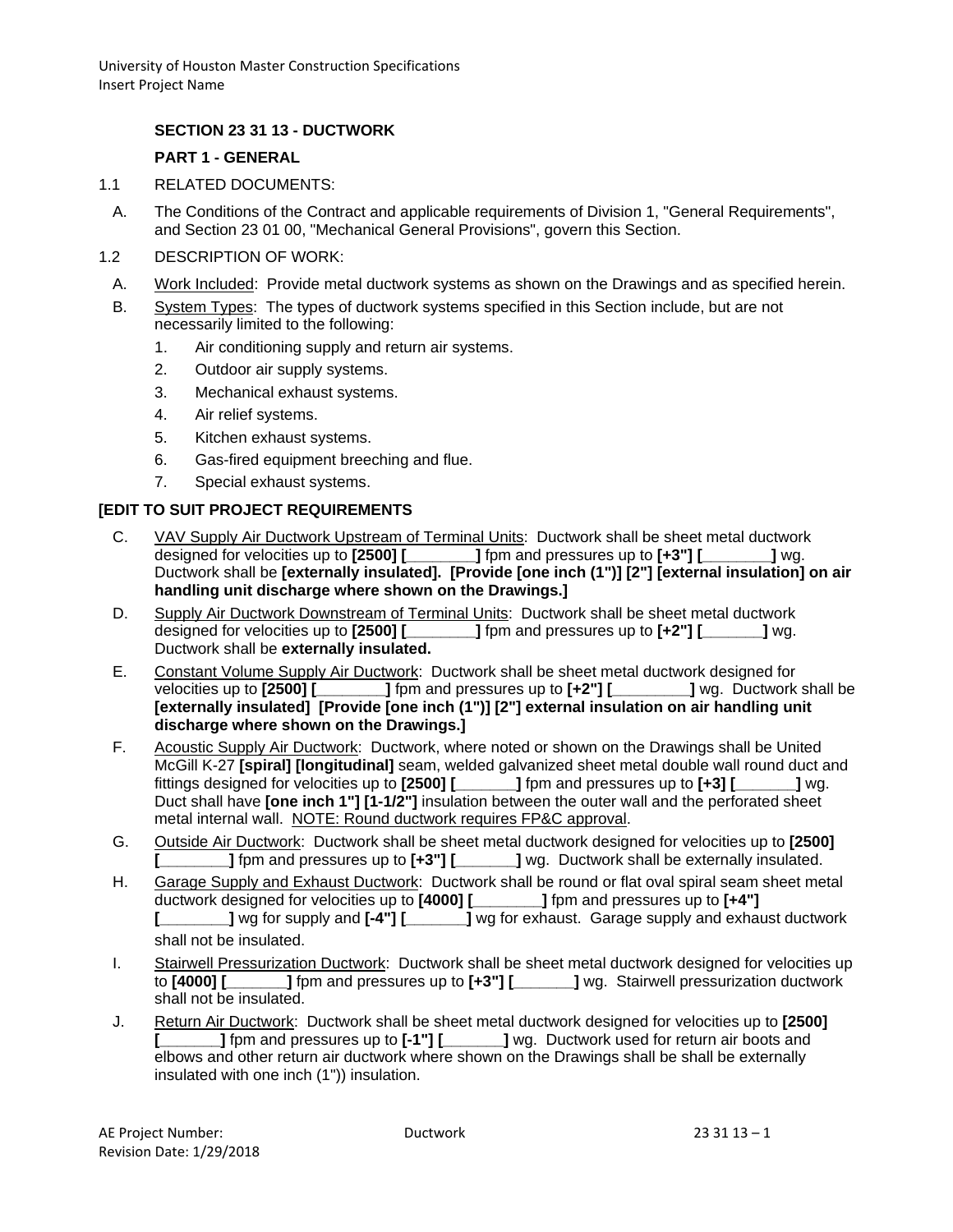## SECTION 23 31 13 - DUCTWORK

### PART 1 - GENERAL

1.1 RELATED DOCUMENTS:

A. The Conditions of the Contract and applicable requirements of Division 1, "General Requirements", and Section 23 01 00, "Mechanical General Provisions", govern this Section.

1.2 DESCRIPTION OF WORK:

A. Work Included: Provide metal ductwork systems as shown on the Drawings and as specified herein.

B. System Types: The types of ductwork systems specified in this Section include, but are not necessarily limited to the following:

1. Air conditioning supply and return air systems.
2. Outdoor air supply systems.
3. Mechanical exhaust systems.
4. Air relief systems.
5. Kitchen exhaust systems.
6. Gas-fired equipment breeching and flue.
7. Special exhaust systems.

**[EDIT TO SUIT PROJECT REQUIREMENTS**

C. VAV Supply Air Ductwork Upstream of Terminal Units: Ductwork shall be sheet metal ductwork designed for velocities up to **[2500] [________]** fpm and pressures up to **[+3"] [________]** wg. Ductwork shall be **[externally insulated]. [Provide [one inch (1")] [2"] [external insulation] on air handling unit discharge where shown on the Drawings.]**

D. Supply Air Ductwork Downstream of Terminal Units: Ductwork shall be sheet metal ductwork designed for velocities up to **[2500] [________]** fpm and pressures up to **[+2"] [_______]** wg. Ductwork shall be **externally insulated.**

E. Constant Volume Supply Air Ductwork: Ductwork shall be sheet metal ductwork designed for velocities up to **[2500] [________]** fpm and pressures up to **[+2"] [_________]** wg. Ductwork shall be **[externally insulated] [Provide [one inch (1")] [2"] external insulation on air handling unit discharge where shown on the Drawings.]**

F. Acoustic Supply Air Ductwork: Ductwork, where noted or shown on the Drawings shall be United McGill K-27 **[spiral] [longitudinal]** seam, welded galvanized sheet metal double wall round duct and fittings designed for velocities up to **[2500] [_______]** fpm and pressures up to **[+3] [_______]** wg. Duct shall have **[one inch 1"] [1-1/2"]** insulation between the outer wall and the perforated sheet metal internal wall. NOTE: Round ductwork requires FP&C approval.

G. Outside Air Ductwork: Ductwork shall be sheet metal ductwork designed for velocities up to **[2500] [________]** fpm and pressures up to **[+3"] [_______]** wg. Ductwork shall be externally insulated.

H. Garage Supply and Exhaust Ductwork: Ductwork shall be round or flat oval spiral seam sheet metal ductwork designed for velocities up to **[4000] [________]** fpm and pressures up to **[+4"] [________]** wg for supply and **[-4"] [_______]** wg for exhaust. Garage supply and exhaust ductwork shall not be insulated.

I. Stairwell Pressurization Ductwork: Ductwork shall be sheet metal ductwork designed for velocities up to **[4000] [_______]** fpm and pressures up to **[+3"] [_______]** wg. Stairwell pressurization ductwork shall not be insulated.

J. Return Air Ductwork: Ductwork shall be sheet metal ductwork designed for velocities up to **[2500] [_______]** fpm and pressures up to **[-1"] [_______]** wg. Ductwork used for return air boots and elbows and other return air ductwork where shown on the Drawings shall be shall be externally insulated with one inch (1")) insulation.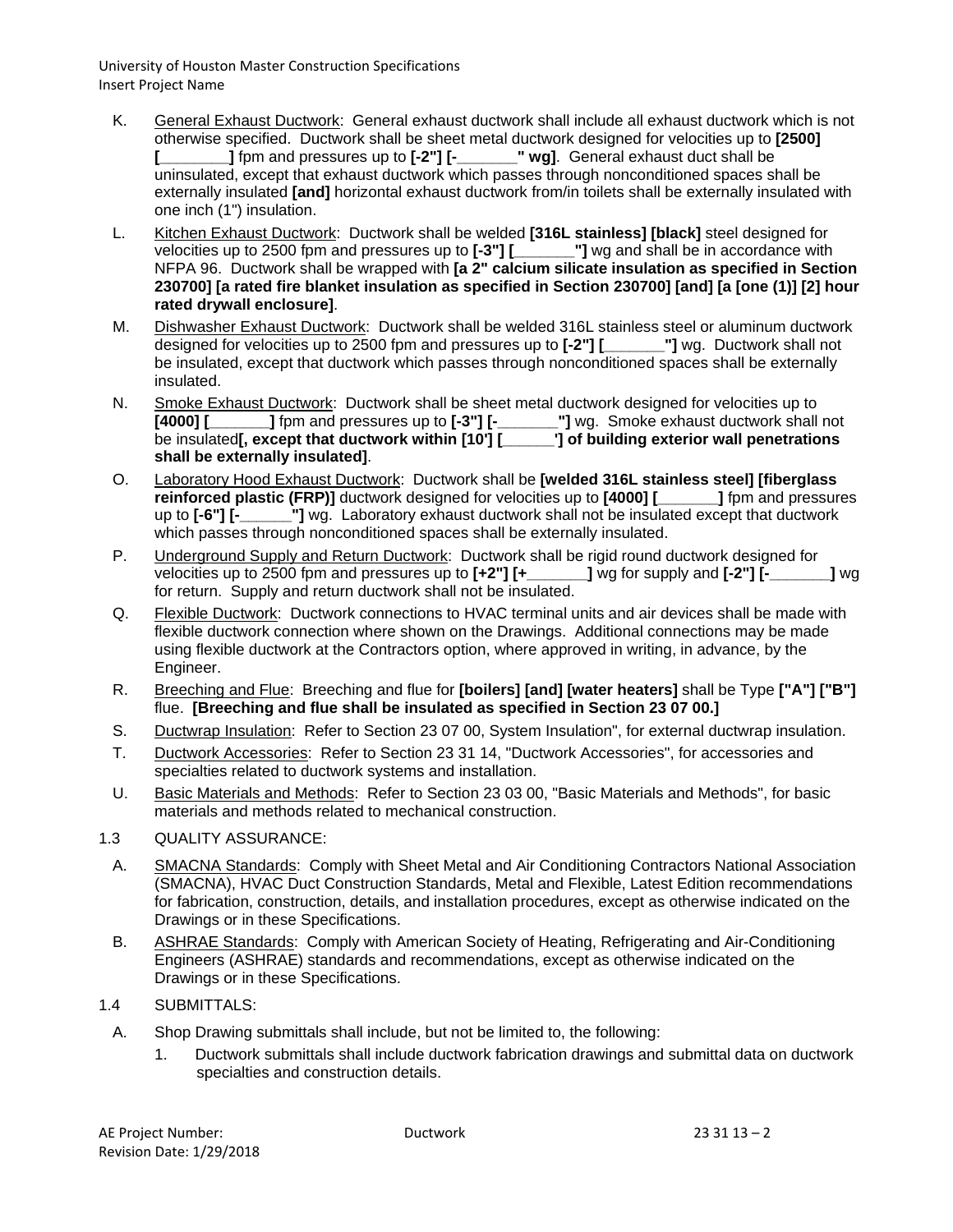K. General Exhaust Ductwork: General exhaust ductwork shall include all exhaust ductwork which is not otherwise specified. Ductwork shall be sheet metal ductwork designed for velocities up to **[2500] [_______]** fpm and pressures up to **[-2"] [-______" wg]**. General exhaust duct shall be uninsulated, except that exhaust ductwork which passes through nonconditioned spaces shall be externally insulated **[and]** horizontal exhaust ductwork from/in toilets shall be externally insulated with one inch (1") insulation.

L. Kitchen Exhaust Ductwork: Ductwork shall be welded **[316L stainless] [black]** steel designed for velocities up to 2500 fpm and pressures up to **[-3"] [______"]** wg and shall be in accordance with NFPA 96. Ductwork shall be wrapped with **[a 2" calcium silicate insulation as specified in Section 230700] [a rated fire blanket insulation as specified in Section 230700] [and] [a [one (1)] [2] hour rated drywall enclosure]**.

M. Dishwasher Exhaust Ductwork: Ductwork shall be welded 316L stainless steel or aluminum ductwork designed for velocities up to 2500 fpm and pressures up to **[-2"] [______"]** wg. Ductwork shall not be insulated, except that ductwork which passes through nonconditioned spaces shall be externally insulated.

N. Smoke Exhaust Ductwork: Ductwork shall be sheet metal ductwork designed for velocities up to **[4000] [______]** fpm and pressures up to **[-3"] [-______"]** wg. Smoke exhaust ductwork shall not be insulated**[, except that ductwork within [10'] [_____'] of building exterior wall penetrations shall be externally insulated]**.

O. Laboratory Hood Exhaust Ductwork: Ductwork shall be **[welded 316L stainless steel] [fiberglass reinforced plastic (FRP)]** ductwork designed for velocities up to **[4000] [______]** fpm and pressures up to **[-6"] [-_____"]** wg. Laboratory exhaust ductwork shall not be insulated except that ductwork which passes through nonconditioned spaces shall be externally insulated.

P. Underground Supply and Return Ductwork: Ductwork shall be rigid round ductwork designed for velocities up to 2500 fpm and pressures up to **[+2"] [+______]** wg for supply and **[-2"] [-______]** wg for return. Supply and return ductwork shall not be insulated.

Q. Flexible Ductwork: Ductwork connections to HVAC terminal units and air devices shall be made with flexible ductwork connection where shown on the Drawings. Additional connections may be made using flexible ductwork at the Contractors option, where approved in writing, in advance, by the Engineer.

R. Breeching and Flue: Breeching and flue for **[boilers] [and] [water heaters]** shall be Type **["A"] ["B"]** flue. **[Breeching and flue shall be insulated as specified in Section 23 07 00.]**

S. Ductwrap Insulation: Refer to Section 23 07 00, System Insulation", for external ductwrap insulation.

T. Ductwork Accessories: Refer to Section 23 31 14, "Ductwork Accessories", for accessories and specialties related to ductwork systems and installation.

U. Basic Materials and Methods: Refer to Section 23 03 00, "Basic Materials and Methods", for basic materials and methods related to mechanical construction.

1.3 QUALITY ASSURANCE:

A. SMACNA Standards: Comply with Sheet Metal and Air Conditioning Contractors National Association (SMACNA), HVAC Duct Construction Standards, Metal and Flexible, Latest Edition recommendations for fabrication, construction, details, and installation procedures, except as otherwise indicated on the Drawings or in these Specifications.

B. ASHRAE Standards: Comply with American Society of Heating, Refrigerating and Air-Conditioning Engineers (ASHRAE) standards and recommendations, except as otherwise indicated on the Drawings or in these Specifications.

1.4 SUBMITTALS:

A. Shop Drawing submittals shall include, but not be limited to, the following:

1. Ductwork submittals shall include ductwork fabrication drawings and submittal data on ductwork specialties and construction details.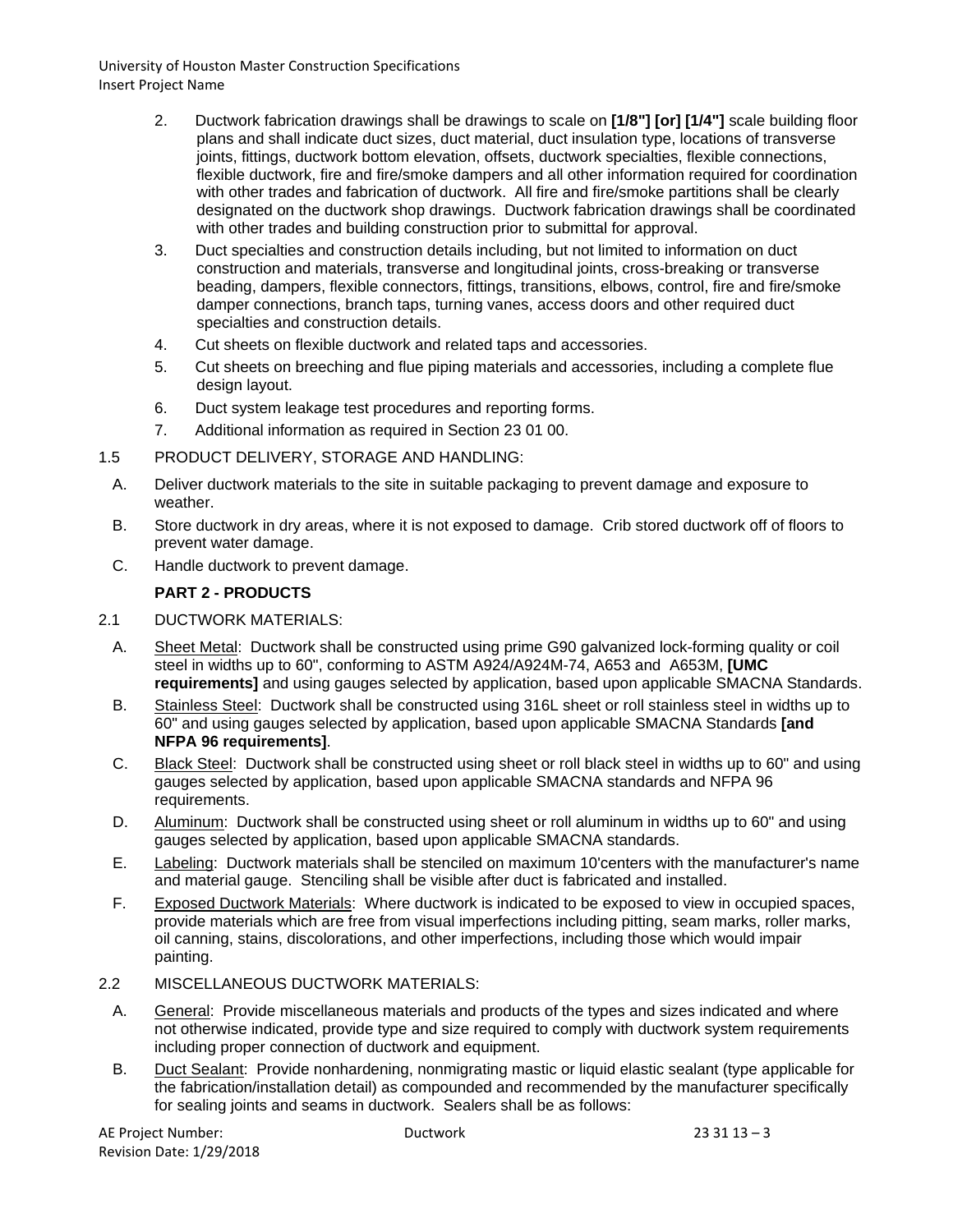2. Ductwork fabrication drawings shall be drawings to scale on **[1/8"] [or] [1/4"]** scale building floor plans and shall indicate duct sizes, duct material, duct insulation type, locations of transverse joints, fittings, ductwork bottom elevation, offsets, ductwork specialties, flexible connections, flexible ductwork, fire and fire/smoke dampers and all other information required for coordination with other trades and fabrication of ductwork. All fire and fire/smoke partitions shall be clearly designated on the ductwork shop drawings. Ductwork fabrication drawings shall be coordinated with other trades and building construction prior to submittal for approval.
3. Duct specialties and construction details including, but not limited to information on duct construction and materials, transverse and longitudinal joints, cross-breaking or transverse beading, dampers, flexible connectors, fittings, transitions, elbows, control, fire and fire/smoke damper connections, branch taps, turning vanes, access doors and other required duct specialties and construction details.
4. Cut sheets on flexible ductwork and related taps and accessories.
5. Cut sheets on breeching and flue piping materials and accessories, including a complete flue design layout.
6. Duct system leakage test procedures and reporting forms.
7. Additional information as required in Section 23 01 00.

1.5 PRODUCT DELIVERY, STORAGE AND HANDLING:

A. Deliver ductwork materials to the site in suitable packaging to prevent damage and exposure to weather.

B. Store ductwork in dry areas, where it is not exposed to damage. Crib stored ductwork off of floors to prevent water damage.

C. Handle ductwork to prevent damage.

## PART 2 - PRODUCTS

2.1 DUCTWORK MATERIALS:

A. Sheet Metal: Ductwork shall be constructed using prime G90 galvanized lock-forming quality or coil steel in widths up to 60", conforming to ASTM A924/A924M-74, A653 and A653M, **[UMC requirements]** and using gauges selected by application, based upon applicable SMACNA Standards.

B. Stainless Steel: Ductwork shall be constructed using 316L sheet or roll stainless steel in widths up to 60" and using gauges selected by application, based upon applicable SMACNA Standards **[and NFPA 96 requirements]**.

C. Black Steel: Ductwork shall be constructed using sheet or roll black steel in widths up to 60" and using gauges selected by application, based upon applicable SMACNA standards and NFPA 96 requirements.

D. Aluminum: Ductwork shall be constructed using sheet or roll aluminum in widths up to 60" and using gauges selected by application, based upon applicable SMACNA standards.

E. Labeling: Ductwork materials shall be stenciled on maximum 10'centers with the manufacturer's name and material gauge. Stenciling shall be visible after duct is fabricated and installed.

F. Exposed Ductwork Materials: Where ductwork is indicated to be exposed to view in occupied spaces, provide materials which are free from visual imperfections including pitting, seam marks, roller marks, oil canning, stains, discolorations, and other imperfections, including those which would impair painting.

2.2 MISCELLANEOUS DUCTWORK MATERIALS:

A. General: Provide miscellaneous materials and products of the types and sizes indicated and where not otherwise indicated, provide type and size required to comply with ductwork system requirements including proper connection of ductwork and equipment.

B. Duct Sealant: Provide nonhardening, nonmigrating mastic or liquid elastic sealant (type applicable for the fabrication/installation detail) as compounded and recommended by the manufacturer specifically for sealing joints and seams in ductwork. Sealers shall be as follows: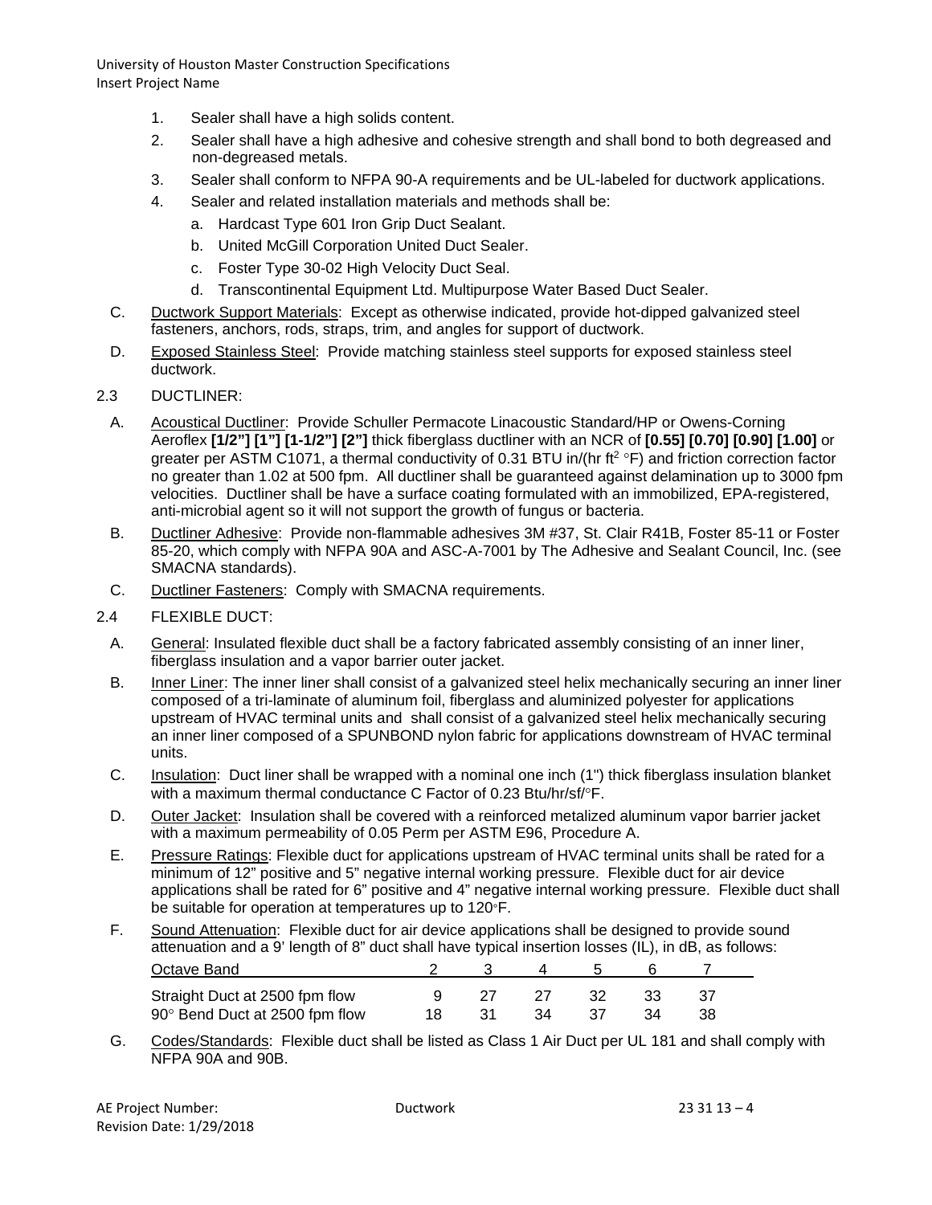1. Sealer shall have a high solids content.
2. Sealer shall have a high adhesive and cohesive strength and shall bond to both degreased and non-degreased metals.
3. Sealer shall conform to NFPA 90-A requirements and be UL-labeled for ductwork applications.
4. Sealer and related installation materials and methods shall be:
   a. Hardcast Type 601 Iron Grip Duct Sealant.
   b. United McGill Corporation United Duct Sealer.
   c. Foster Type 30-02 High Velocity Duct Seal.
   d. Transcontinental Equipment Ltd. Multipurpose Water Based Duct Sealer.

C. Ductwork Support Materials: Except as otherwise indicated, provide hot-dipped galvanized steel fasteners, anchors, rods, straps, trim, and angles for support of ductwork.

D. Exposed Stainless Steel: Provide matching stainless steel supports for exposed stainless steel ductwork.

2.3 DUCTLINER:

A. Acoustical Ductliner: Provide Schuller Permacote Linacoustic Standard/HP or Owens-Corning Aeroflex **[1/2"] [1"] [1-1/2"] [2"]** thick fiberglass ductliner with an NCR of **[0.55] [0.70] [0.90] [1.00]** or greater per ASTM C1071, a thermal conductivity of 0.31 BTU in/(hr ft$^2$ °F) and friction correction factor no greater than 1.02 at 500 fpm. All ductliner shall be guaranteed against delamination up to 3000 fpm velocities. Ductliner shall be have a surface coating formulated with an immobilized, EPA-registered, anti-microbial agent so it will not support the growth of fungus or bacteria.

B. Ductliner Adhesive: Provide non-flammable adhesives 3M #37, St. Clair R41B, Foster 85-11 or Foster 85-20, which comply with NFPA 90A and ASC-A-7001 by The Adhesive and Sealant Council, Inc. (see SMACNA standards).

C. Ductliner Fasteners: Comply with SMACNA requirements.

2.4 FLEXIBLE DUCT:

A. General: Insulated flexible duct shall be a factory fabricated assembly consisting of an inner liner, fiberglass insulation and a vapor barrier outer jacket.

B. Inner Liner: The inner liner shall consist of a galvanized steel helix mechanically securing an inner liner composed of a tri-laminate of aluminum foil, fiberglass and aluminized polyester for applications upstream of HVAC terminal units and shall consist of a galvanized steel helix mechanically securing an inner liner composed of a SPUNBOND nylon fabric for applications downstream of HVAC terminal units.

C. Insulation: Duct liner shall be wrapped with a nominal one inch (1") thick fiberglass insulation blanket with a maximum thermal conductance C Factor of 0.23 Btu/hr/sf/°F.

D. Outer Jacket: Insulation shall be covered with a reinforced metalized aluminum vapor barrier jacket with a maximum permeability of 0.05 Perm per ASTM E96, Procedure A.

E. Pressure Ratings: Flexible duct for applications upstream of HVAC terminal units shall be rated for a minimum of 12" positive and 5" negative internal working pressure. Flexible duct for air device applications shall be rated for 6" positive and 4" negative internal working pressure. Flexible duct shall be suitable for operation at temperatures up to 120°F.

F. Sound Attenuation: Flexible duct for air device applications shall be designed to provide sound attenuation and a 9' length of 8" duct shall have typical insertion losses (IL), in dB, as follows:

| Octave Band | 2 | 3 | 4 | 5 | 6 | 7 |
|---|---|---|---|---|---|---|
| Straight Duct at 2500 fpm flow | 9 | 27 | 27 | 32 | 33 | 37 |
| 90° Bend Duct at 2500 fpm flow | 18 | 31 | 34 | 37 | 34 | 38 |

G. Codes/Standards: Flexible duct shall be listed as Class 1 Air Duct per UL 181 and shall comply with NFPA 90A and 90B.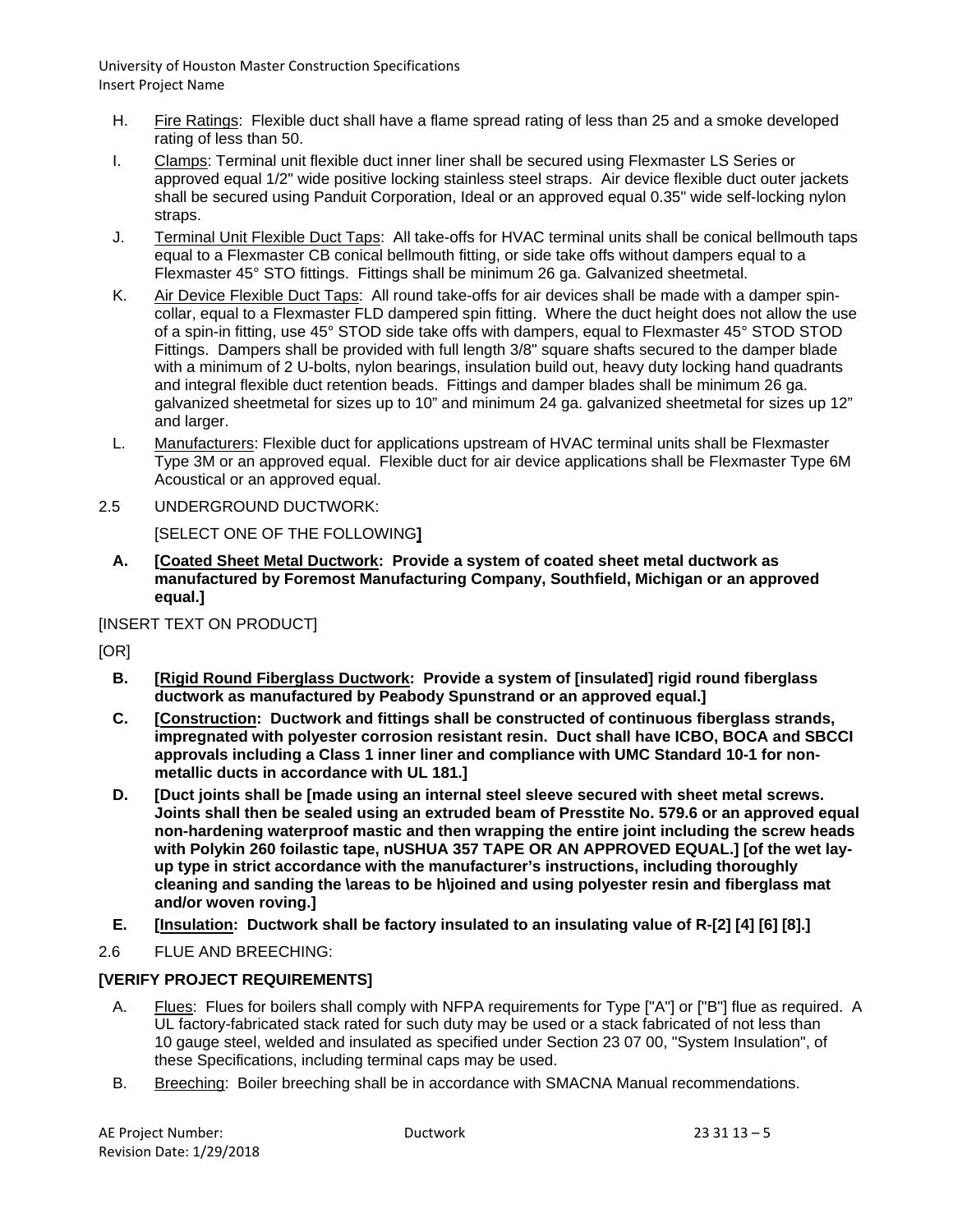H. Fire Ratings: Flexible duct shall have a flame spread rating of less than 25 and a smoke developed rating of less than 50.

I. Clamps: Terminal unit flexible duct inner liner shall be secured using Flexmaster LS Series or approved equal 1/2" wide positive locking stainless steel straps. Air device flexible duct outer jackets shall be secured using Panduit Corporation, Ideal or an approved equal 0.35" wide self-locking nylon straps.

J. Terminal Unit Flexible Duct Taps: All take-offs for HVAC terminal units shall be conical bellmouth taps equal to a Flexmaster CB conical bellmouth fitting, or side take offs without dampers equal to a Flexmaster 45° STO fittings. Fittings shall be minimum 26 ga. Galvanized sheetmetal.

K. Air Device Flexible Duct Taps: All round take-offs for air devices shall be made with a damper spin-collar, equal to a Flexmaster FLD dampered spin fitting. Where the duct height does not allow the use of a spin-in fitting, use 45° STOD side take offs with dampers, equal to Flexmaster 45° STOD STOD Fittings. Dampers shall be provided with full length 3/8" square shafts secured to the damper blade with a minimum of 2 U-bolts, nylon bearings, insulation build out, heavy duty locking hand quadrants and integral flexible duct retention beads. Fittings and damper blades shall be minimum 26 ga. galvanized sheetmetal for sizes up to 10" and minimum 24 ga. galvanized sheetmetal for sizes up 12" and larger.

L. Manufacturers: Flexible duct for applications upstream of HVAC terminal units shall be Flexmaster Type 3M or an approved equal. Flexible duct for air device applications shall be Flexmaster Type 6M Acoustical or an approved equal.

2.5 UNDERGROUND DUCTWORK:

[SELECT ONE OF THE FOLLOWING**]**

**A. [Coated Sheet Metal Ductwork: Provide a system of coated sheet metal ductwork as manufactured by Foremost Manufacturing Company, Southfield, Michigan or an approved equal.]**

[INSERT TEXT ON PRODUCT]

[OR]

**B. [Rigid Round Fiberglass Ductwork: Provide a system of [insulated] rigid round fiberglass ductwork as manufactured by Peabody Spunstrand or an approved equal.]**

**C. [Construction: Ductwork and fittings shall be constructed of continuous fiberglass strands, impregnated with polyester corrosion resistant resin. Duct shall have ICBO, BOCA and SBCCI approvals including a Class 1 inner liner and compliance with UMC Standard 10-1 for non-metallic ducts in accordance with UL 181.]**

**D. [Duct joints shall be [made using an internal steel sleeve secured with sheet metal screws. Joints shall then be sealed using an extruded beam of Presstite No. 579.6 or an approved equal non-hardening waterproof mastic and then wrapping the entire joint including the screw heads with Polykin 260 foilastic tape, nUSHUA 357 TAPE OR AN APPROVED EQUAL.] [of the wet lay-up type in strict accordance with the manufacturer's instructions, including thoroughly cleaning and sanding the \areas to be h\joined and using polyester resin and fiberglass mat and/or woven roving.]**

**E. [Insulation: Ductwork shall be factory insulated to an insulating value of R-[2] [4] [6] [8].]**

2.6 FLUE AND BREECHING:

**[VERIFY PROJECT REQUIREMENTS]**

A. Flues: Flues for boilers shall comply with NFPA requirements for Type ["A"] or ["B"] flue as required. A UL factory-fabricated stack rated for such duty may be used or a stack fabricated of not less than 10 gauge steel, welded and insulated as specified under Section 23 07 00, "System Insulation", of these Specifications, including terminal caps may be used.

B. Breeching: Boiler breeching shall be in accordance with SMACNA Manual recommendations.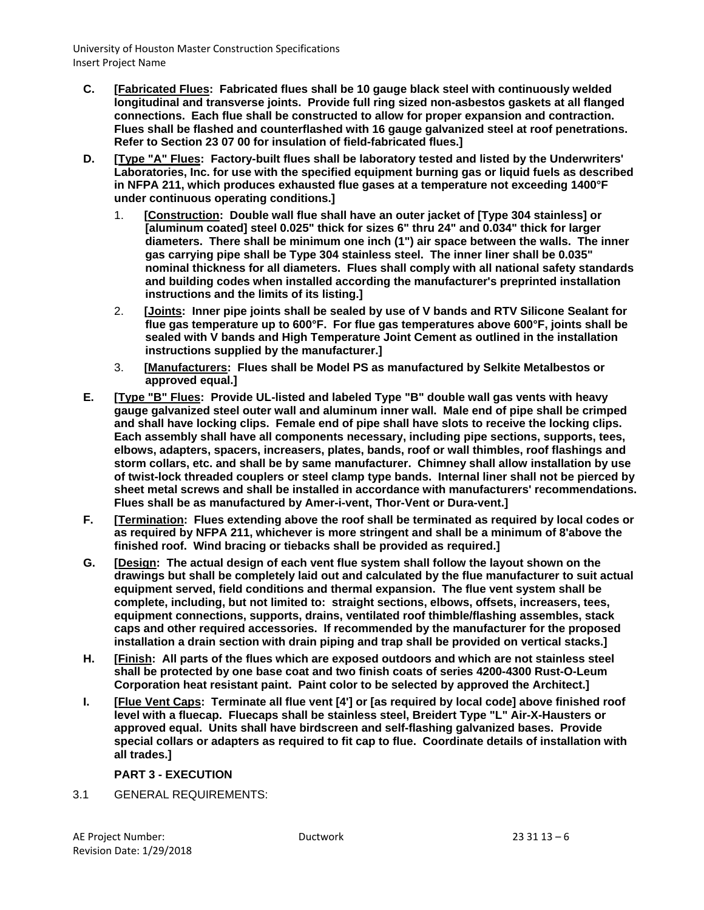- **C.** **[<u>Fabricated Flues</u>: Fabricated flues shall be 10 gauge black steel with continuously welded longitudinal and transverse joints. Provide full ring sized non-asbestos gaskets at all flanged connections. Each flue shall be constructed to allow for proper expansion and contraction. Flues shall be flashed and counterflashed with 16 gauge galvanized steel at roof penetrations. Refer to Section 23 07 00 for insulation of field-fabricated flues.]**
- **D.** **[<u>Type "A" Flues</u>: Factory-built flues shall be laboratory tested and listed by the Underwriters' Laboratories, Inc. for use with the specified equipment burning gas or liquid fuels as described in NFPA 211, which produces exhausted flue gases at a temperature not exceeding 1400°F under continuous operating conditions.]**
  1. **[<u>Construction</u>: Double wall flue shall have an outer jacket of [Type 304 stainless] or [aluminum coated] steel 0.025" thick for sizes 6" thru 24" and 0.034" thick for larger diameters. There shall be minimum one inch (1") air space between the walls. The inner gas carrying pipe shall be Type 304 stainless steel. The inner liner shall be 0.035" nominal thickness for all diameters. Flues shall comply with all national safety standards and building codes when installed according the manufacturer's preprinted installation instructions and the limits of its listing.]**
  2. **[<u>Joints</u>: Inner pipe joints shall be sealed by use of V bands and RTV Silicone Sealant for flue gas temperature up to 600°F. For flue gas temperatures above 600°F, joints shall be sealed with V bands and High Temperature Joint Cement as outlined in the installation instructions supplied by the manufacturer.]**
  3. **[<u>Manufacturers</u>: Flues shall be Model PS as manufactured by Selkite Metalbestos or approved equal.]**
- **E.** **[<u>Type "B" Flues</u>: Provide UL-listed and labeled Type "B" double wall gas vents with heavy gauge galvanized steel outer wall and aluminum inner wall. Male end of pipe shall be crimped and shall have locking clips. Female end of pipe shall have slots to receive the locking clips. Each assembly shall have all components necessary, including pipe sections, supports, tees, elbows, adapters, spacers, increasers, plates, bands, roof or wall thimbles, roof flashings and storm collars, etc. and shall be by same manufacturer. Chimney shall allow installation by use of twist-lock threaded couplers or steel clamp type bands. Internal liner shall not be pierced by sheet metal screws and shall be installed in accordance with manufacturers' recommendations. Flues shall be as manufactured by Amer-i-vent, Thor-Vent or Dura-vent.]**
- **F.** **[<u>Termination</u>: Flues extending above the roof shall be terminated as required by local codes or as required by NFPA 211, whichever is more stringent and shall be a minimum of 8'above the finished roof. Wind bracing or tiebacks shall be provided as required.]**
- **G.** **[<u>Design</u>: The actual design of each vent flue system shall follow the layout shown on the drawings but shall be completely laid out and calculated by the flue manufacturer to suit actual equipment served, field conditions and thermal expansion. The flue vent system shall be complete, including, but not limited to: straight sections, elbows, offsets, increasers, tees, equipment connections, supports, drains, ventilated roof thimble/flashing assembles, stack caps and other required accessories. If recommended by the manufacturer for the proposed installation a drain section with drain piping and trap shall be provided on vertical stacks.]**
- **H.** **[<u>Finish</u>: All parts of the flues which are exposed outdoors and which are not stainless steel shall be protected by one base coat and two finish coats of series 4200-4300 Rust-O-Leum Corporation heat resistant paint. Paint color to be selected by approved the Architect.]**
- **I.** **[<u>Flue Vent Caps</u>: Terminate all flue vent [4'] or [as required by local code] above finished roof level with a fluecap. Fluecaps shall be stainless steel, Breidert Type "L" Air-X-Hausters or approved equal. Units shall have birdscreen and self-flashing galvanized bases. Provide special collars or adapters as required to fit cap to flue. Coordinate details of installation with all trades.]**

## PART 3 - EXECUTION

3.1 GENERAL REQUIREMENTS: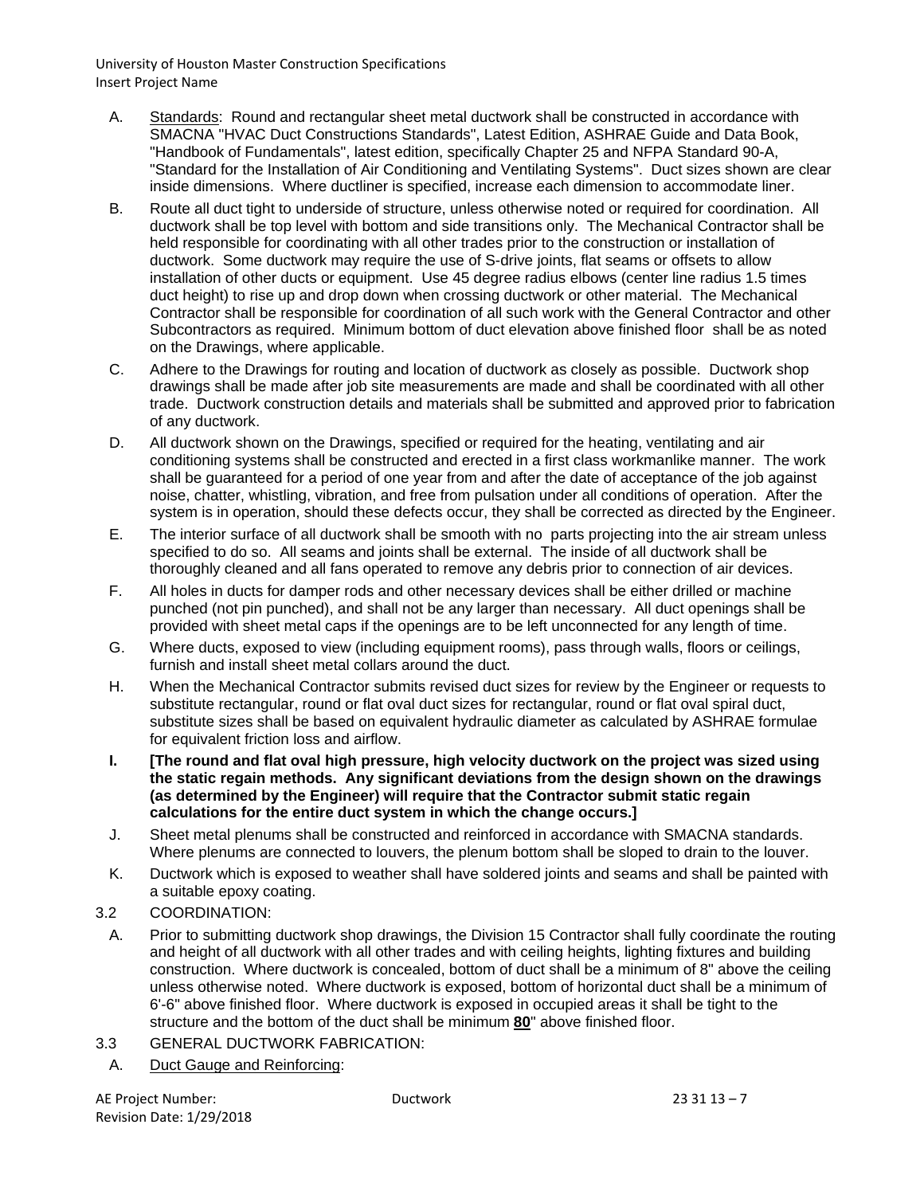A. Standards: Round and rectangular sheet metal ductwork shall be constructed in accordance with SMACNA "HVAC Duct Constructions Standards", Latest Edition, ASHRAE Guide and Data Book, "Handbook of Fundamentals", latest edition, specifically Chapter 25 and NFPA Standard 90-A, "Standard for the Installation of Air Conditioning and Ventilating Systems". Duct sizes shown are clear inside dimensions. Where ductliner is specified, increase each dimension to accommodate liner.

B. Route all duct tight to underside of structure, unless otherwise noted or required for coordination. All ductwork shall be top level with bottom and side transitions only. The Mechanical Contractor shall be held responsible for coordinating with all other trades prior to the construction or installation of ductwork. Some ductwork may require the use of S-drive joints, flat seams or offsets to allow installation of other ducts or equipment. Use 45 degree radius elbows (center line radius 1.5 times duct height) to rise up and drop down when crossing ductwork or other material. The Mechanical Contractor shall be responsible for coordination of all such work with the General Contractor and other Subcontractors as required. Minimum bottom of duct elevation above finished floor shall be as noted on the Drawings, where applicable.

C. Adhere to the Drawings for routing and location of ductwork as closely as possible. Ductwork shop drawings shall be made after job site measurements are made and shall be coordinated with all other trade. Ductwork construction details and materials shall be submitted and approved prior to fabrication of any ductwork.

D. All ductwork shown on the Drawings, specified or required for the heating, ventilating and air conditioning systems shall be constructed and erected in a first class workmanlike manner. The work shall be guaranteed for a period of one year from and after the date of acceptance of the job against noise, chatter, whistling, vibration, and free from pulsation under all conditions of operation. After the system is in operation, should these defects occur, they shall be corrected as directed by the Engineer.

E. The interior surface of all ductwork shall be smooth with no parts projecting into the air stream unless specified to do so. All seams and joints shall be external. The inside of all ductwork shall be thoroughly cleaned and all fans operated to remove any debris prior to connection of air devices.

F. All holes in ducts for damper rods and other necessary devices shall be either drilled or machine punched (not pin punched), and shall not be any larger than necessary. All duct openings shall be provided with sheet metal caps if the openings are to be left unconnected for any length of time.

G. Where ducts, exposed to view (including equipment rooms), pass through walls, floors or ceilings, furnish and install sheet metal collars around the duct.

H. When the Mechanical Contractor submits revised duct sizes for review by the Engineer or requests to substitute rectangular, round or flat oval duct sizes for rectangular, round or flat oval spiral duct, substitute sizes shall be based on equivalent hydraulic diameter as calculated by ASHRAE formulae for equivalent friction loss and airflow.

**I. [The round and flat oval high pressure, high velocity ductwork on the project was sized using the static regain methods. Any significant deviations from the design shown on the drawings (as determined by the Engineer) will require that the Contractor submit static regain calculations for the entire duct system in which the change occurs.]**

J. Sheet metal plenums shall be constructed and reinforced in accordance with SMACNA standards. Where plenums are connected to louvers, the plenum bottom shall be sloped to drain to the louver.

K. Ductwork which is exposed to weather shall have soldered joints and seams and shall be painted with a suitable epoxy coating.

3.2 COORDINATION:

A. Prior to submitting ductwork shop drawings, the Division 15 Contractor shall fully coordinate the routing and height of all ductwork with all other trades and with ceiling heights, lighting fixtures and building construction. Where ductwork is concealed, bottom of duct shall be a minimum of 8" above the ceiling unless otherwise noted. Where ductwork is exposed, bottom of horizontal duct shall be a minimum of 6'-6" above finished floor. Where ductwork is exposed in occupied areas it shall be tight to the structure and the bottom of the duct shall be minimum **80**" above finished floor.

3.3 GENERAL DUCTWORK FABRICATION:

A. Duct Gauge and Reinforcing: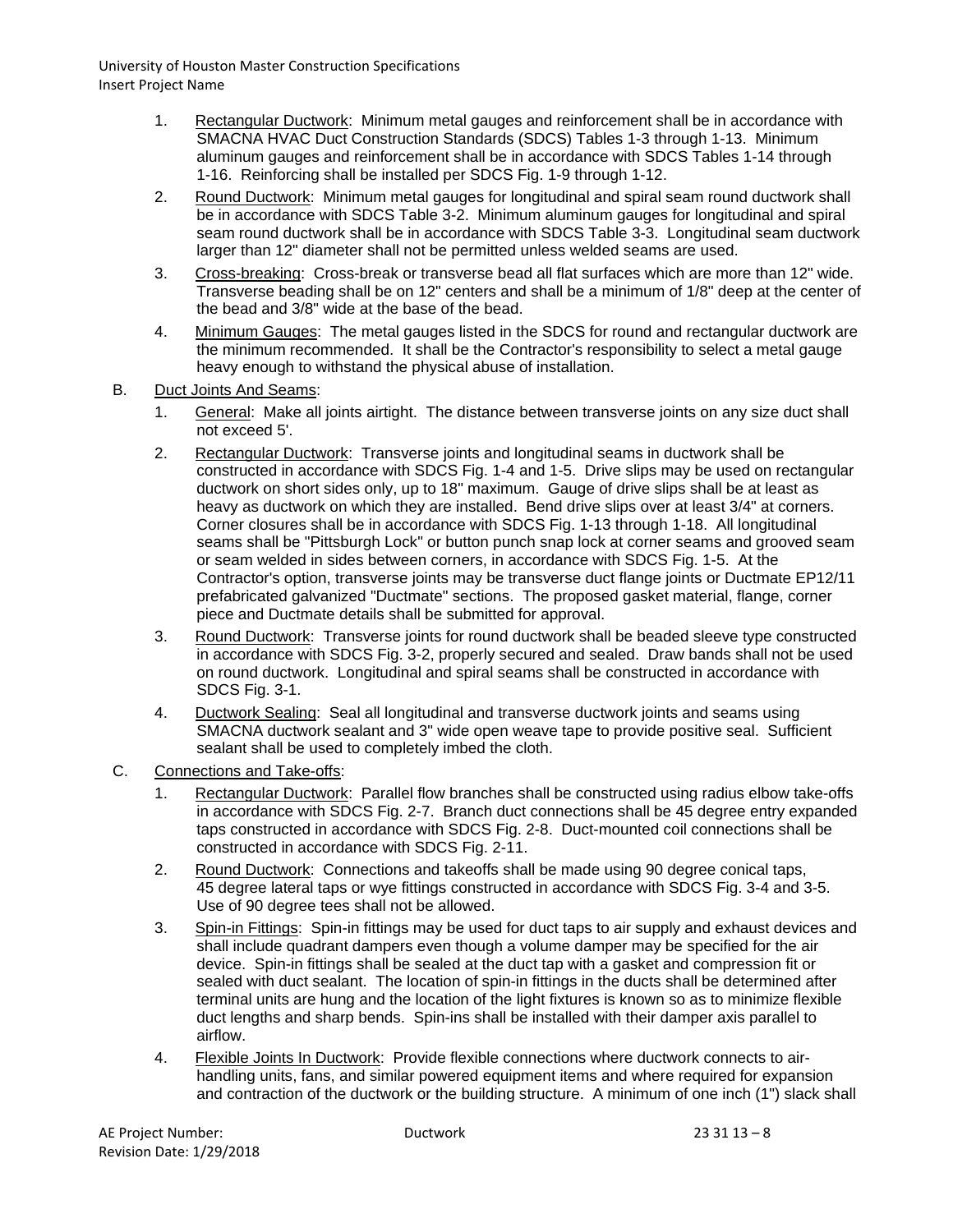1. Rectangular Ductwork: Minimum metal gauges and reinforcement shall be in accordance with SMACNA HVAC Duct Construction Standards (SDCS) Tables 1-3 through 1-13. Minimum aluminum gauges and reinforcement shall be in accordance with SDCS Tables 1-14 through 1-16. Reinforcing shall be installed per SDCS Fig. 1-9 through 1-12.
2. Round Ductwork: Minimum metal gauges for longitudinal and spiral seam round ductwork shall be in accordance with SDCS Table 3-2. Minimum aluminum gauges for longitudinal and spiral seam round ductwork shall be in accordance with SDCS Table 3-3. Longitudinal seam ductwork larger than 12" diameter shall not be permitted unless welded seams are used.
3. Cross-breaking: Cross-break or transverse bead all flat surfaces which are more than 12" wide. Transverse beading shall be on 12" centers and shall be a minimum of 1/8" deep at the center of the bead and 3/8" wide at the base of the bead.
4. Minimum Gauges: The metal gauges listed in the SDCS for round and rectangular ductwork are the minimum recommended. It shall be the Contractor's responsibility to select a metal gauge heavy enough to withstand the physical abuse of installation.

B. Duct Joints And Seams:

1. General: Make all joints airtight. The distance between transverse joints on any size duct shall not exceed 5'.
2. Rectangular Ductwork: Transverse joints and longitudinal seams in ductwork shall be constructed in accordance with SDCS Fig. 1-4 and 1-5. Drive slips may be used on rectangular ductwork on short sides only, up to 18" maximum. Gauge of drive slips shall be at least as heavy as ductwork on which they are installed. Bend drive slips over at least 3/4" at corners. Corner closures shall be in accordance with SDCS Fig. 1-13 through 1-18. All longitudinal seams shall be "Pittsburgh Lock" or button punch snap lock at corner seams and grooved seam or seam welded in sides between corners, in accordance with SDCS Fig. 1-5. At the Contractor's option, transverse joints may be transverse duct flange joints or Ductmate EP12/11 prefabricated galvanized "Ductmate" sections. The proposed gasket material, flange, corner piece and Ductmate details shall be submitted for approval.
3. Round Ductwork: Transverse joints for round ductwork shall be beaded sleeve type constructed in accordance with SDCS Fig. 3-2, properly secured and sealed. Draw bands shall not be used on round ductwork. Longitudinal and spiral seams shall be constructed in accordance with SDCS Fig. 3-1.
4. Ductwork Sealing: Seal all longitudinal and transverse ductwork joints and seams using SMACNA ductwork sealant and 3" wide open weave tape to provide positive seal. Sufficient sealant shall be used to completely imbed the cloth.

C. Connections and Take-offs:

1. Rectangular Ductwork: Parallel flow branches shall be constructed using radius elbow take-offs in accordance with SDCS Fig. 2-7. Branch duct connections shall be 45 degree entry expanded taps constructed in accordance with SDCS Fig. 2-8. Duct-mounted coil connections shall be constructed in accordance with SDCS Fig. 2-11.
2. Round Ductwork: Connections and takeoffs shall be made using 90 degree conical taps, 45 degree lateral taps or wye fittings constructed in accordance with SDCS Fig. 3-4 and 3-5. Use of 90 degree tees shall not be allowed.
3. Spin-in Fittings: Spin-in fittings may be used for duct taps to air supply and exhaust devices and shall include quadrant dampers even though a volume damper may be specified for the air device. Spin-in fittings shall be sealed at the duct tap with a gasket and compression fit or sealed with duct sealant. The location of spin-in fittings in the ducts shall be determined after terminal units are hung and the location of the light fixtures is known so as to minimize flexible duct lengths and sharp bends. Spin-ins shall be installed with their damper axis parallel to airflow.
4. Flexible Joints In Ductwork: Provide flexible connections where ductwork connects to air-handling units, fans, and similar powered equipment items and where required for expansion and contraction of the ductwork or the building structure. A minimum of one inch (1") slack shall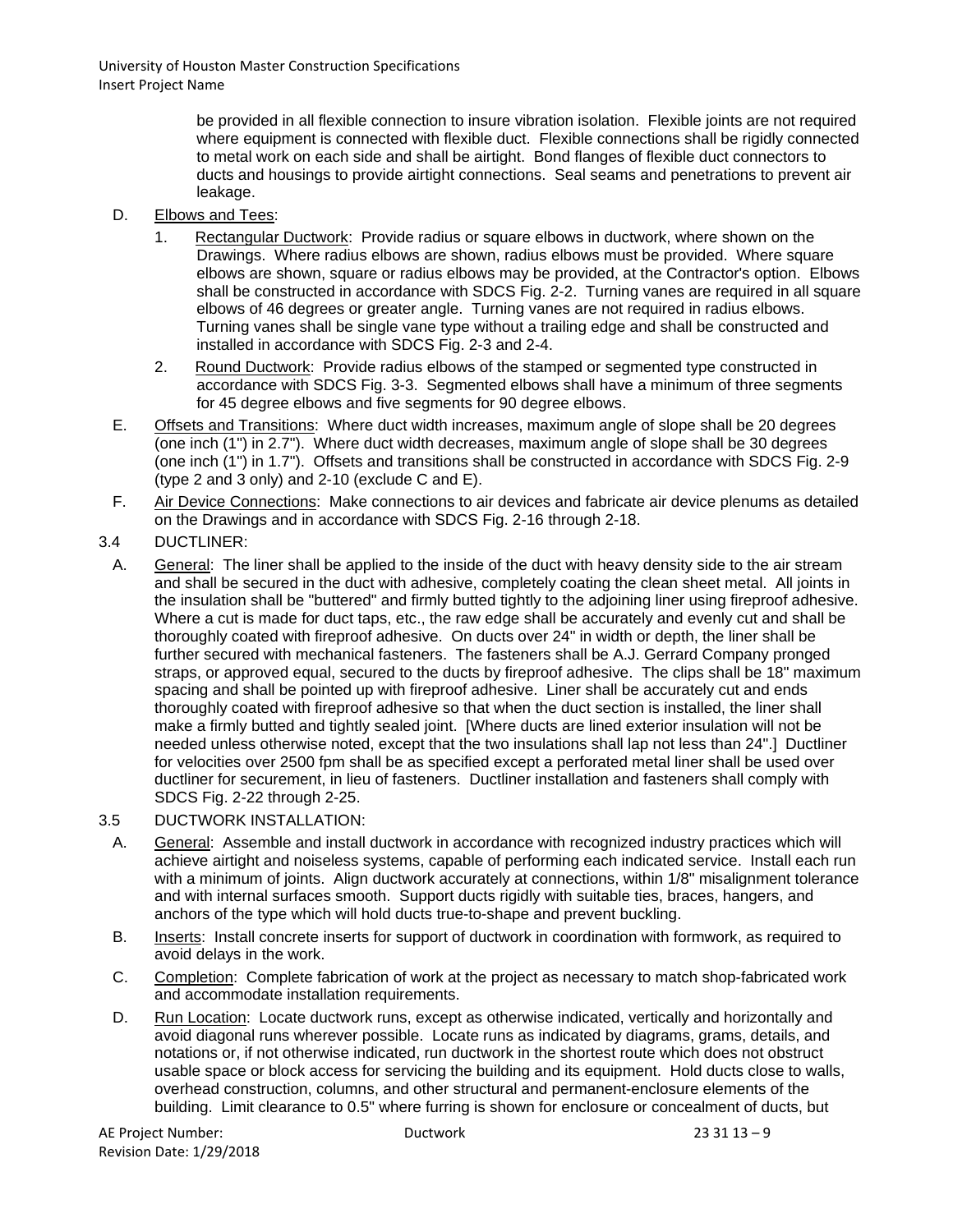be provided in all flexible connection to insure vibration isolation. Flexible joints are not required where equipment is connected with flexible duct. Flexible connections shall be rigidly connected to metal work on each side and shall be airtight. Bond flanges of flexible duct connectors to ducts and housings to provide airtight connections. Seal seams and penetrations to prevent air leakage.

D. Elbows and Tees:

1. Rectangular Ductwork: Provide radius or square elbows in ductwork, where shown on the Drawings. Where radius elbows are shown, radius elbows must be provided. Where square elbows are shown, square or radius elbows may be provided, at the Contractor's option. Elbows shall be constructed in accordance with SDCS Fig. 2-2. Turning vanes are required in all square elbows of 46 degrees or greater angle. Turning vanes are not required in radius elbows. Turning vanes shall be single vane type without a trailing edge and shall be constructed and installed in accordance with SDCS Fig. 2-3 and 2-4.

2. Round Ductwork: Provide radius elbows of the stamped or segmented type constructed in accordance with SDCS Fig. 3-3. Segmented elbows shall have a minimum of three segments for 45 degree elbows and five segments for 90 degree elbows.

E. Offsets and Transitions: Where duct width increases, maximum angle of slope shall be 20 degrees (one inch (1") in 2.7"). Where duct width decreases, maximum angle of slope shall be 30 degrees (one inch (1") in 1.7"). Offsets and transitions shall be constructed in accordance with SDCS Fig. 2-9 (type 2 and 3 only) and 2-10 (exclude C and E).

F. Air Device Connections: Make connections to air devices and fabricate air device plenums as detailed on the Drawings and in accordance with SDCS Fig. 2-16 through 2-18.

3.4 DUCTLINER:

A. General: The liner shall be applied to the inside of the duct with heavy density side to the air stream and shall be secured in the duct with adhesive, completely coating the clean sheet metal. All joints in the insulation shall be "buttered" and firmly butted tightly to the adjoining liner using fireproof adhesive. Where a cut is made for duct taps, etc., the raw edge shall be accurately and evenly cut and shall be thoroughly coated with fireproof adhesive. On ducts over 24" in width or depth, the liner shall be further secured with mechanical fasteners. The fasteners shall be A.J. Gerrard Company pronged straps, or approved equal, secured to the ducts by fireproof adhesive. The clips shall be 18" maximum spacing and shall be pointed up with fireproof adhesive. Liner shall be accurately cut and ends thoroughly coated with fireproof adhesive so that when the duct section is installed, the liner shall make a firmly butted and tightly sealed joint. [Where ducts are lined exterior insulation will not be needed unless otherwise noted, except that the two insulations shall lap not less than 24".] Ductliner for velocities over 2500 fpm shall be as specified except a perforated metal liner shall be used over ductliner for securement, in lieu of fasteners. Ductliner installation and fasteners shall comply with SDCS Fig. 2-22 through 2-25.

3.5 DUCTWORK INSTALLATION:

A. General: Assemble and install ductwork in accordance with recognized industry practices which will achieve airtight and noiseless systems, capable of performing each indicated service. Install each run with a minimum of joints. Align ductwork accurately at connections, within 1/8" misalignment tolerance and with internal surfaces smooth. Support ducts rigidly with suitable ties, braces, hangers, and anchors of the type which will hold ducts true-to-shape and prevent buckling.

B. Inserts: Install concrete inserts for support of ductwork in coordination with formwork, as required to avoid delays in the work.

C. Completion: Complete fabrication of work at the project as necessary to match shop-fabricated work and accommodate installation requirements.

D. Run Location: Locate ductwork runs, except as otherwise indicated, vertically and horizontally and avoid diagonal runs wherever possible. Locate runs as indicated by diagrams, grams, details, and notations or, if not otherwise indicated, run ductwork in the shortest route which does not obstruct usable space or block access for servicing the building and its equipment. Hold ducts close to walls, overhead construction, columns, and other structural and permanent-enclosure elements of the building. Limit clearance to 0.5" where furring is shown for enclosure or concealment of ducts, but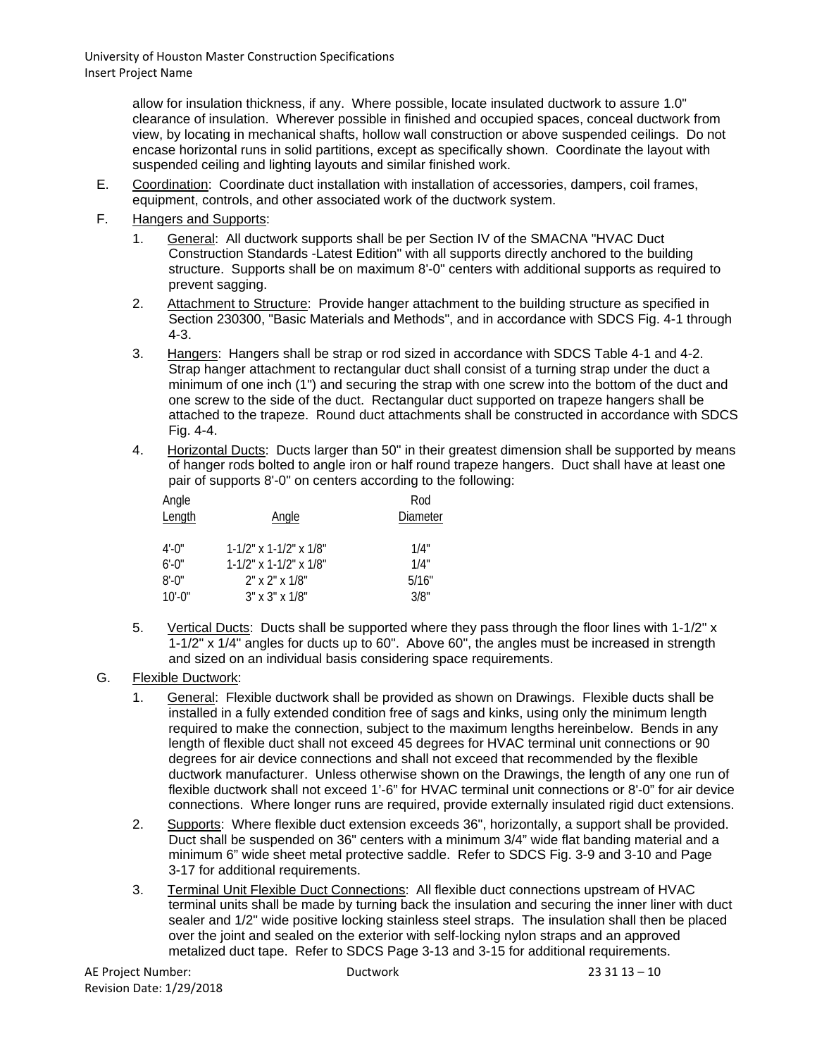allow for insulation thickness, if any. Where possible, locate insulated ductwork to assure 1.0" clearance of insulation. Wherever possible in finished and occupied spaces, conceal ductwork from view, by locating in mechanical shafts, hollow wall construction or above suspended ceilings. Do not encase horizontal runs in solid partitions, except as specifically shown. Coordinate the layout with suspended ceiling and lighting layouts and similar finished work.

E. Coordination: Coordinate duct installation with installation of accessories, dampers, coil frames, equipment, controls, and other associated work of the ductwork system.

F. Hangers and Supports:

1. General: All ductwork supports shall be per Section IV of the SMACNA "HVAC Duct Construction Standards -Latest Edition" with all supports directly anchored to the building structure. Supports shall be on maximum 8'-0" centers with additional supports as required to prevent sagging.

2. Attachment to Structure: Provide hanger attachment to the building structure as specified in Section 230300, "Basic Materials and Methods", and in accordance with SDCS Fig. 4-1 through 4-3.

3. Hangers: Hangers shall be strap or rod sized in accordance with SDCS Table 4-1 and 4-2. Strap hanger attachment to rectangular duct shall consist of a turning strap under the duct a minimum of one inch (1") and securing the strap with one screw into the bottom of the duct and one screw to the side of the duct. Rectangular duct supported on trapeze hangers shall be attached to the trapeze. Round duct attachments shall be constructed in accordance with SDCS Fig. 4-4.

4. Horizontal Ducts: Ducts larger than 50" in their greatest dimension shall be supported by means of hanger rods bolted to angle iron or half round trapeze hangers. Duct shall have at least one pair of supports 8'-0" on centers according to the following:

| Angle Length | Angle | Rod Diameter |
|---|---|---|
| 4'-0" | 1-1/2" x 1-1/2" x 1/8" | 1/4" |
| 6'-0" | 1-1/2" x 1-1/2" x 1/8" | 1/4" |
| 8'-0" | 2" x 2" x 1/8" | 5/16" |
| 10'-0" | 3" x 3" x 1/8" | 3/8" |

5. Vertical Ducts: Ducts shall be supported where they pass through the floor lines with 1-1/2" x 1-1/2" x 1/4" angles for ducts up to 60". Above 60", the angles must be increased in strength and sized on an individual basis considering space requirements.

G. Flexible Ductwork:

1. General: Flexible ductwork shall be provided as shown on Drawings. Flexible ducts shall be installed in a fully extended condition free of sags and kinks, using only the minimum length required to make the connection, subject to the maximum lengths hereinbelow. Bends in any length of flexible duct shall not exceed 45 degrees for HVAC terminal unit connections or 90 degrees for air device connections and shall not exceed that recommended by the flexible ductwork manufacturer. Unless otherwise shown on the Drawings, the length of any one run of flexible ductwork shall not exceed 1'-6" for HVAC terminal unit connections or 8'-0" for air device connections. Where longer runs are required, provide externally insulated rigid duct extensions.

2. Supports: Where flexible duct extension exceeds 36", horizontally, a support shall be provided. Duct shall be suspended on 36" centers with a minimum 3/4" wide flat banding material and a minimum 6" wide sheet metal protective saddle. Refer to SDCS Fig. 3-9 and 3-10 and Page 3-17 for additional requirements.

3. Terminal Unit Flexible Duct Connections: All flexible duct connections upstream of HVAC terminal units shall be made by turning back the insulation and securing the inner liner with duct sealer and 1/2" wide positive locking stainless steel straps. The insulation shall then be placed over the joint and sealed on the exterior with self-locking nylon straps and an approved metalized duct tape. Refer to SDCS Page 3-13 and 3-15 for additional requirements.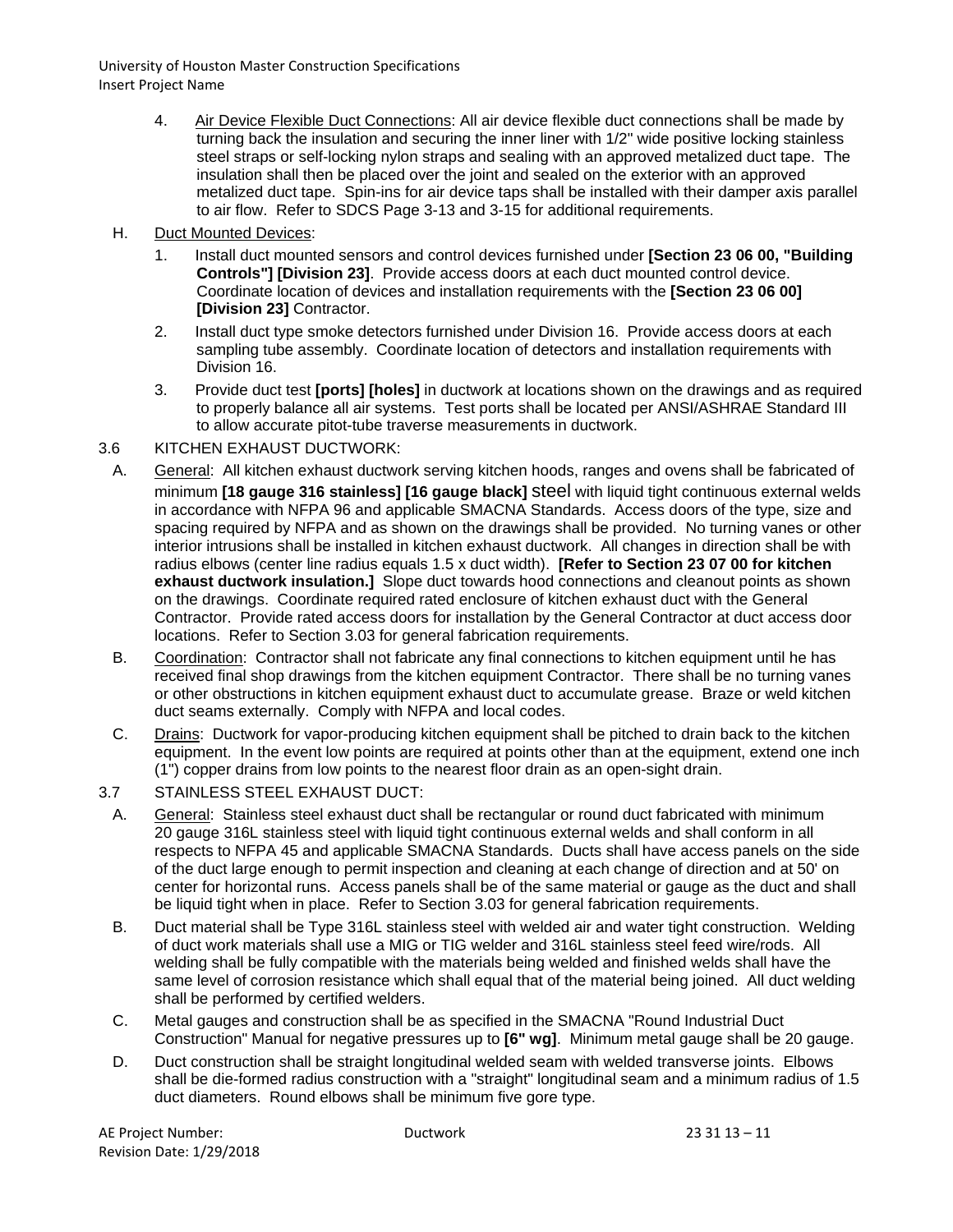4. Air Device Flexible Duct Connections: All air device flexible duct connections shall be made by turning back the insulation and securing the inner liner with 1/2" wide positive locking stainless steel straps or self-locking nylon straps and sealing with an approved metalized duct tape. The insulation shall then be placed over the joint and sealed on the exterior with an approved metalized duct tape. Spin-ins for air device taps shall be installed with their damper axis parallel to air flow. Refer to SDCS Page 3-13 and 3-15 for additional requirements.

H. Duct Mounted Devices:

1. Install duct mounted sensors and control devices furnished under **[Section 23 06 00, "Building Controls"] [Division 23]**. Provide access doors at each duct mounted control device. Coordinate location of devices and installation requirements with the **[Section 23 06 00] [Division 23]** Contractor.

2. Install duct type smoke detectors furnished under Division 16. Provide access doors at each sampling tube assembly. Coordinate location of detectors and installation requirements with Division 16.

3. Provide duct test **[ports] [holes]** in ductwork at locations shown on the drawings and as required to properly balance all air systems. Test ports shall be located per ANSI/ASHRAE Standard III to allow accurate pitot-tube traverse measurements in ductwork.

3.6 KITCHEN EXHAUST DUCTWORK:

A. General: All kitchen exhaust ductwork serving kitchen hoods, ranges and ovens shall be fabricated of minimum **[18 gauge 316 stainless] [16 gauge black]** steel with liquid tight continuous external welds in accordance with NFPA 96 and applicable SMACNA Standards. Access doors of the type, size and spacing required by NFPA and as shown on the drawings shall be provided. No turning vanes or other interior intrusions shall be installed in kitchen exhaust ductwork. All changes in direction shall be with radius elbows (center line radius equals 1.5 x duct width). **[Refer to Section 23 07 00 for kitchen exhaust ductwork insulation.]** Slope duct towards hood connections and cleanout points as shown on the drawings. Coordinate required rated enclosure of kitchen exhaust duct with the General Contractor. Provide rated access doors for installation by the General Contractor at duct access door locations. Refer to Section 3.03 for general fabrication requirements.

B. Coordination: Contractor shall not fabricate any final connections to kitchen equipment until he has received final shop drawings from the kitchen equipment Contractor. There shall be no turning vanes or other obstructions in kitchen equipment exhaust duct to accumulate grease. Braze or weld kitchen duct seams externally. Comply with NFPA and local codes.

C. Drains: Ductwork for vapor-producing kitchen equipment shall be pitched to drain back to the kitchen equipment. In the event low points are required at points other than at the equipment, extend one inch (1") copper drains from low points to the nearest floor drain as an open-sight drain.

3.7 STAINLESS STEEL EXHAUST DUCT:

A. General: Stainless steel exhaust duct shall be rectangular or round duct fabricated with minimum 20 gauge 316L stainless steel with liquid tight continuous external welds and shall conform in all respects to NFPA 45 and applicable SMACNA Standards. Ducts shall have access panels on the side of the duct large enough to permit inspection and cleaning at each change of direction and at 50' on center for horizontal runs. Access panels shall be of the same material or gauge as the duct and shall be liquid tight when in place. Refer to Section 3.03 for general fabrication requirements.

B. Duct material shall be Type 316L stainless steel with welded air and water tight construction. Welding of duct work materials shall use a MIG or TIG welder and 316L stainless steel feed wire/rods. All welding shall be fully compatible with the materials being welded and finished welds shall have the same level of corrosion resistance which shall equal that of the material being joined. All duct welding shall be performed by certified welders.

C. Metal gauges and construction shall be as specified in the SMACNA "Round Industrial Duct Construction" Manual for negative pressures up to **[6" wg]**. Minimum metal gauge shall be 20 gauge.

D. Duct construction shall be straight longitudinal welded seam with welded transverse joints. Elbows shall be die-formed radius construction with a "straight" longitudinal seam and a minimum radius of 1.5 duct diameters. Round elbows shall be minimum five gore type.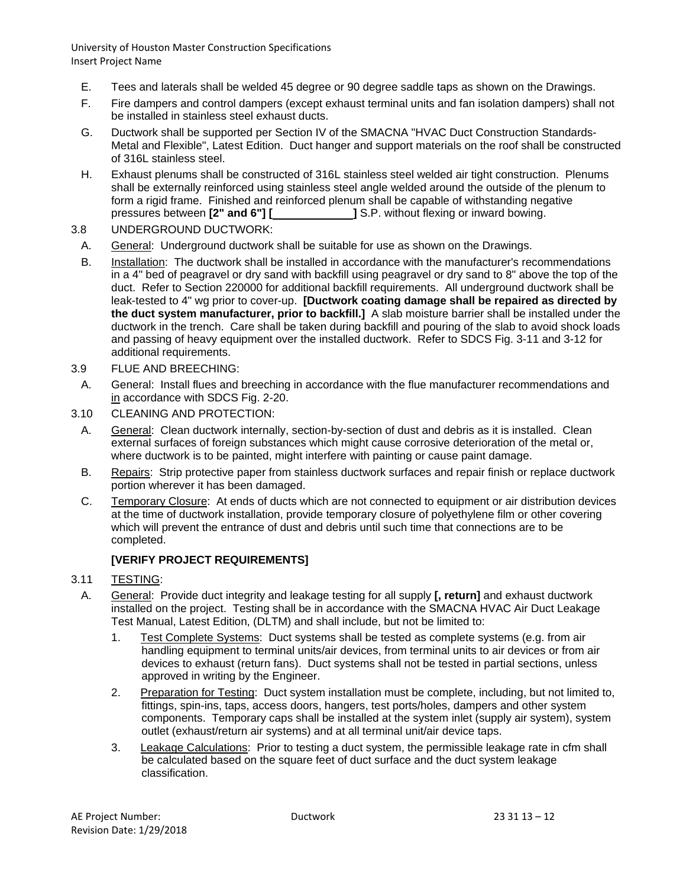E. Tees and laterals shall be welded 45 degree or 90 degree saddle taps as shown on the Drawings.

F. Fire dampers and control dampers (except exhaust terminal units and fan isolation dampers) shall not be installed in stainless steel exhaust ducts.

G. Ductwork shall be supported per Section IV of the SMACNA "HVAC Duct Construction Standards-Metal and Flexible", Latest Edition. Duct hanger and support materials on the roof shall be constructed of 316L stainless steel.

H. Exhaust plenums shall be constructed of 316L stainless steel welded air tight construction. Plenums shall be externally reinforced using stainless steel angle welded around the outside of the plenum to form a rigid frame. Finished and reinforced plenum shall be capable of withstanding negative pressures between **[2" and 6"] [\_\_\_\_\_\_\_\_\_\_\_\_]** S.P. without flexing or inward bowing.

3.8 UNDERGROUND DUCTWORK:

A. General: Underground ductwork shall be suitable for use as shown on the Drawings.

B. Installation: The ductwork shall be installed in accordance with the manufacturer's recommendations in a 4" bed of peagravel or dry sand with backfill using peagravel or dry sand to 8" above the top of the duct. Refer to Section 220000 for additional backfill requirements. All underground ductwork shall be leak-tested to 4" wg prior to cover-up. **[Ductwork coating damage shall be repaired as directed by the duct system manufacturer, prior to backfill.]** A slab moisture barrier shall be installed under the ductwork in the trench. Care shall be taken during backfill and pouring of the slab to avoid shock loads and passing of heavy equipment over the installed ductwork. Refer to SDCS Fig. 3-11 and 3-12 for additional requirements.

3.9 FLUE AND BREECHING:

A. General: Install flues and breeching in accordance with the flue manufacturer recommendations and in accordance with SDCS Fig. 2-20.

3.10 CLEANING AND PROTECTION:

A. General: Clean ductwork internally, section-by-section of dust and debris as it is installed. Clean external surfaces of foreign substances which might cause corrosive deterioration of the metal or, where ductwork is to be painted, might interfere with painting or cause paint damage.

B. Repairs: Strip protective paper from stainless ductwork surfaces and repair finish or replace ductwork portion wherever it has been damaged.

C. Temporary Closure: At ends of ducts which are not connected to equipment or air distribution devices at the time of ductwork installation, provide temporary closure of polyethylene film or other covering which will prevent the entrance of dust and debris until such time that connections are to be completed.

**[VERIFY PROJECT REQUIREMENTS]**

3.11 TESTING:

A. General: Provide duct integrity and leakage testing for all supply **[, return]** and exhaust ductwork installed on the project. Testing shall be in accordance with the SMACNA HVAC Air Duct Leakage Test Manual, Latest Edition, (DLTM) and shall include, but not be limited to:

1. Test Complete Systems: Duct systems shall be tested as complete systems (e.g. from air handling equipment to terminal units/air devices, from terminal units to air devices or from air devices to exhaust (return fans). Duct systems shall not be tested in partial sections, unless approved in writing by the Engineer.

2. Preparation for Testing: Duct system installation must be complete, including, but not limited to, fittings, spin-ins, taps, access doors, hangers, test ports/holes, dampers and other system components. Temporary caps shall be installed at the system inlet (supply air system), system outlet (exhaust/return air systems) and at all terminal unit/air device taps.

3. Leakage Calculations: Prior to testing a duct system, the permissible leakage rate in cfm shall be calculated based on the square feet of duct surface and the duct system leakage classification.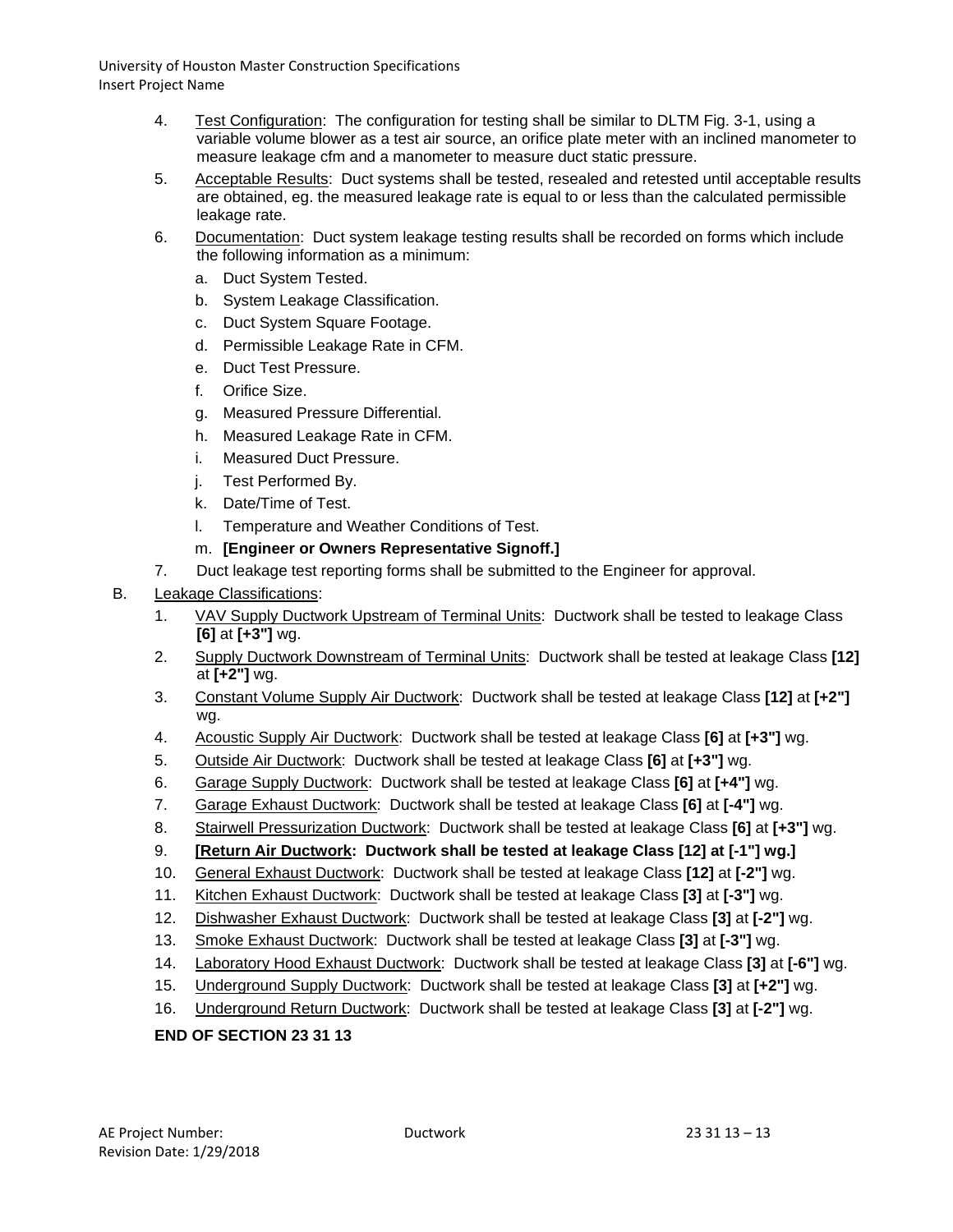4. Test Configuration: The configuration for testing shall be similar to DLTM Fig. 3-1, using a variable volume blower as a test air source, an orifice plate meter with an inclined manometer to measure leakage cfm and a manometer to measure duct static pressure.
5. Acceptable Results: Duct systems shall be tested, resealed and retested until acceptable results are obtained, eg. the measured leakage rate is equal to or less than the calculated permissible leakage rate.
6. Documentation: Duct system leakage testing results shall be recorded on forms which include the following information as a minimum:
   a. Duct System Tested.
   b. System Leakage Classification.
   c. Duct System Square Footage.
   d. Permissible Leakage Rate in CFM.
   e. Duct Test Pressure.
   f. Orifice Size.
   g. Measured Pressure Differential.
   h. Measured Leakage Rate in CFM.
   i. Measured Duct Pressure.
   j. Test Performed By.
   k. Date/Time of Test.
   l. Temperature and Weather Conditions of Test.
   m. **[Engineer or Owners Representative Signoff.]**
7. Duct leakage test reporting forms shall be submitted to the Engineer for approval.

B. Leakage Classifications:
1. VAV Supply Ductwork Upstream of Terminal Units: Ductwork shall be tested to leakage Class **[6]** at **[+3"]** wg.
2. Supply Ductwork Downstream of Terminal Units: Ductwork shall be tested at leakage Class **[12]** at **[+2"]** wg.
3. Constant Volume Supply Air Ductwork: Ductwork shall be tested at leakage Class **[12]** at **[+2"]** wg.
4. Acoustic Supply Air Ductwork: Ductwork shall be tested at leakage Class **[6]** at **[+3"]** wg.
5. Outside Air Ductwork: Ductwork shall be tested at leakage Class **[6]** at **[+3"]** wg.
6. Garage Supply Ductwork: Ductwork shall be tested at leakage Class **[6]** at **[+4"]** wg.
7. Garage Exhaust Ductwork: Ductwork shall be tested at leakage Class **[6]** at **[-4"]** wg.
8. Stairwell Pressurization Ductwork: Ductwork shall be tested at leakage Class **[6]** at **[+3"]** wg.
9. **[Return Air Ductwork: Ductwork shall be tested at leakage Class [12] at [-1"] wg.]**
10. General Exhaust Ductwork: Ductwork shall be tested at leakage Class **[12]** at **[-2"]** wg.
11. Kitchen Exhaust Ductwork: Ductwork shall be tested at leakage Class **[3]** at **[-3"]** wg.
12. Dishwasher Exhaust Ductwork: Ductwork shall be tested at leakage Class **[3]** at **[-2"]** wg.
13. Smoke Exhaust Ductwork: Ductwork shall be tested at leakage Class **[3]** at **[-3"]** wg.
14. Laboratory Hood Exhaust Ductwork: Ductwork shall be tested at leakage Class **[3]** at **[-6"]** wg.
15. Underground Supply Ductwork: Ductwork shall be tested at leakage Class **[3]** at **[+2"]** wg.
16. Underground Return Ductwork: Ductwork shall be tested at leakage Class **[3]** at **[-2"]** wg.

**END OF SECTION 23 31 13**